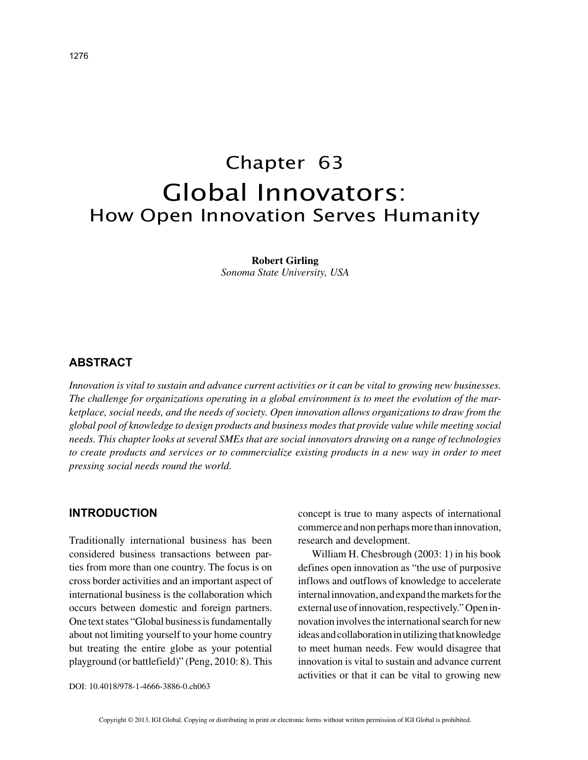# Chapter 63

# Global Innovators: How Open Innovation Serves Humanity

**Robert Girling**
*Sonoma State University, USA*

## ABSTRACT

*Innovation is vital to sustain and advance current activities or it can be vital to growing new businesses. The challenge for organizations operating in a global environment is to meet the evolution of the marketplace, social needs, and the needs of society. Open innovation allows organizations to draw from the global pool of knowledge to design products and business modes that provide value while meeting social needs. This chapter looks at several SMEs that are social innovators drawing on a range of technologies to create products and services or to commercialize existing products in a new way in order to meet pressing social needs round the world.*

## INTRODUCTION

Traditionally international business has been considered business transactions between parties from more than one country. The focus is on cross border activities and an important aspect of international business is the collaboration which occurs between domestic and foreign partners. One text states "Global business is fundamentally about not limiting yourself to your home country but treating the entire globe as your potential playground (or battlefield)" (Peng, 2010: 8). This concept is true to many aspects of international commerce and non perhaps more than innovation, research and development.

William H. Chesbrough (2003: 1) in his book defines open innovation as "the use of purposive inflows and outflows of knowledge to accelerate internal innovation, and expand the markets for the external use of innovation, respectively." Open innovation involves the international search for new ideas and collaboration in utilizing that knowledge to meet human needs. Few would disagree that innovation is vital to sustain and advance current activities or that it can be vital to growing new

DOI: 10.4018/978-1-4666-3886-0.ch063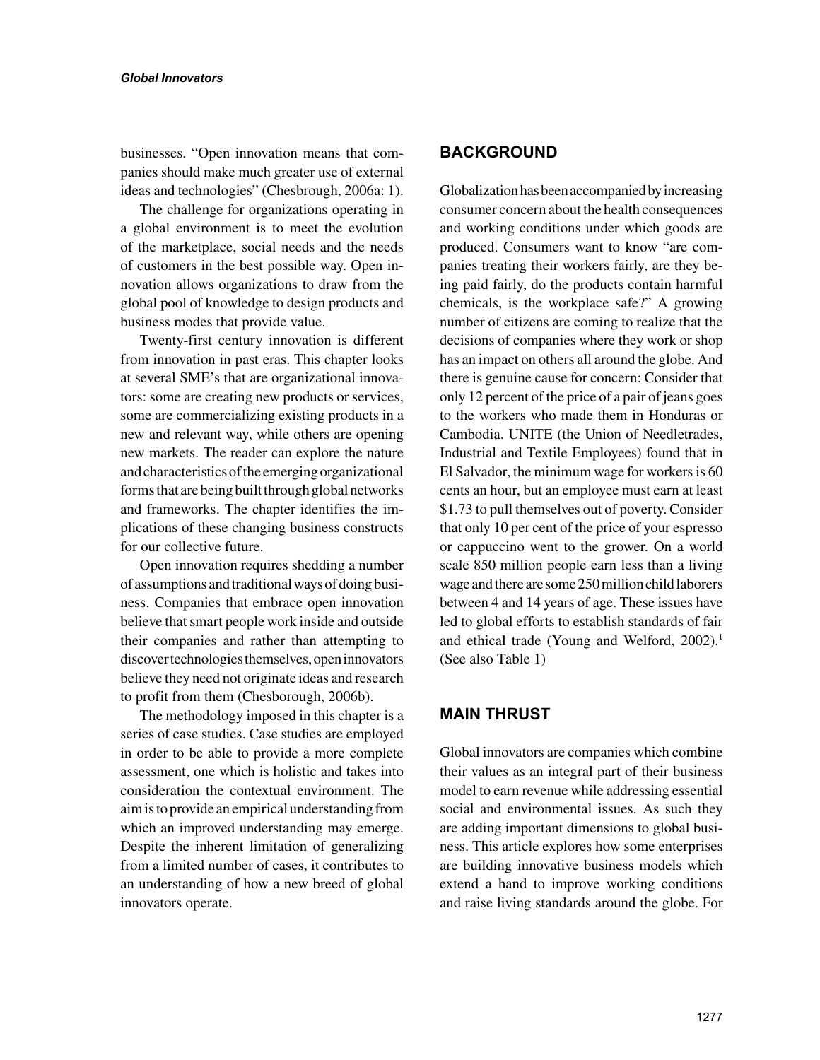businesses. "Open innovation means that companies should make much greater use of external ideas and technologies" (Chesbrough, 2006a: 1).

The challenge for organizations operating in a global environment is to meet the evolution of the marketplace, social needs and the needs of customers in the best possible way. Open innovation allows organizations to draw from the global pool of knowledge to design products and business modes that provide value.

Twenty-first century innovation is different from innovation in past eras. This chapter looks at several SME's that are organizational innovators: some are creating new products or services, some are commercializing existing products in a new and relevant way, while others are opening new markets. The reader can explore the nature and characteristics of the emerging organizational forms that are being built through global networks and frameworks. The chapter identifies the implications of these changing business constructs for our collective future.

Open innovation requires shedding a number of assumptions and traditional ways of doing business. Companies that embrace open innovation believe that smart people work inside and outside their companies and rather than attempting to discover technologies themselves, open innovators believe they need not originate ideas and research to profit from them (Chesborough, 2006b).

The methodology imposed in this chapter is a series of case studies. Case studies are employed in order to be able to provide a more complete assessment, one which is holistic and takes into consideration the contextual environment. The aim is to provide an empirical understanding from which an improved understanding may emerge. Despite the inherent limitation of generalizing from a limited number of cases, it contributes to an understanding of how a new breed of global innovators operate.

## BACKGROUND

Globalization has been accompanied by increasing consumer concern about the health consequences and working conditions under which goods are produced. Consumers want to know "are companies treating their workers fairly, are they being paid fairly, do the products contain harmful chemicals, is the workplace safe?" A growing number of citizens are coming to realize that the decisions of companies where they work or shop has an impact on others all around the globe. And there is genuine cause for concern: Consider that only 12 percent of the price of a pair of jeans goes to the workers who made them in Honduras or Cambodia. UNITE (the Union of Needletrades, Industrial and Textile Employees) found that in El Salvador, the minimum wage for workers is 60 cents an hour, but an employee must earn at least $1.73 to pull themselves out of poverty. Consider that only 10 per cent of the price of your espresso or cappuccino went to the grower. On a world scale 850 million people earn less than a living wage and there are some 250 million child laborers between 4 and 14 years of age. These issues have led to global efforts to establish standards of fair and ethical trade (Young and Welford, 2002).[1] (See also Table 1)

## MAIN THRUST

Global innovators are companies which combine their values as an integral part of their business model to earn revenue while addressing essential social and environmental issues. As such they are adding important dimensions to global business. This article explores how some enterprises are building innovative business models which extend a hand to improve working conditions and raise living standards around the globe. For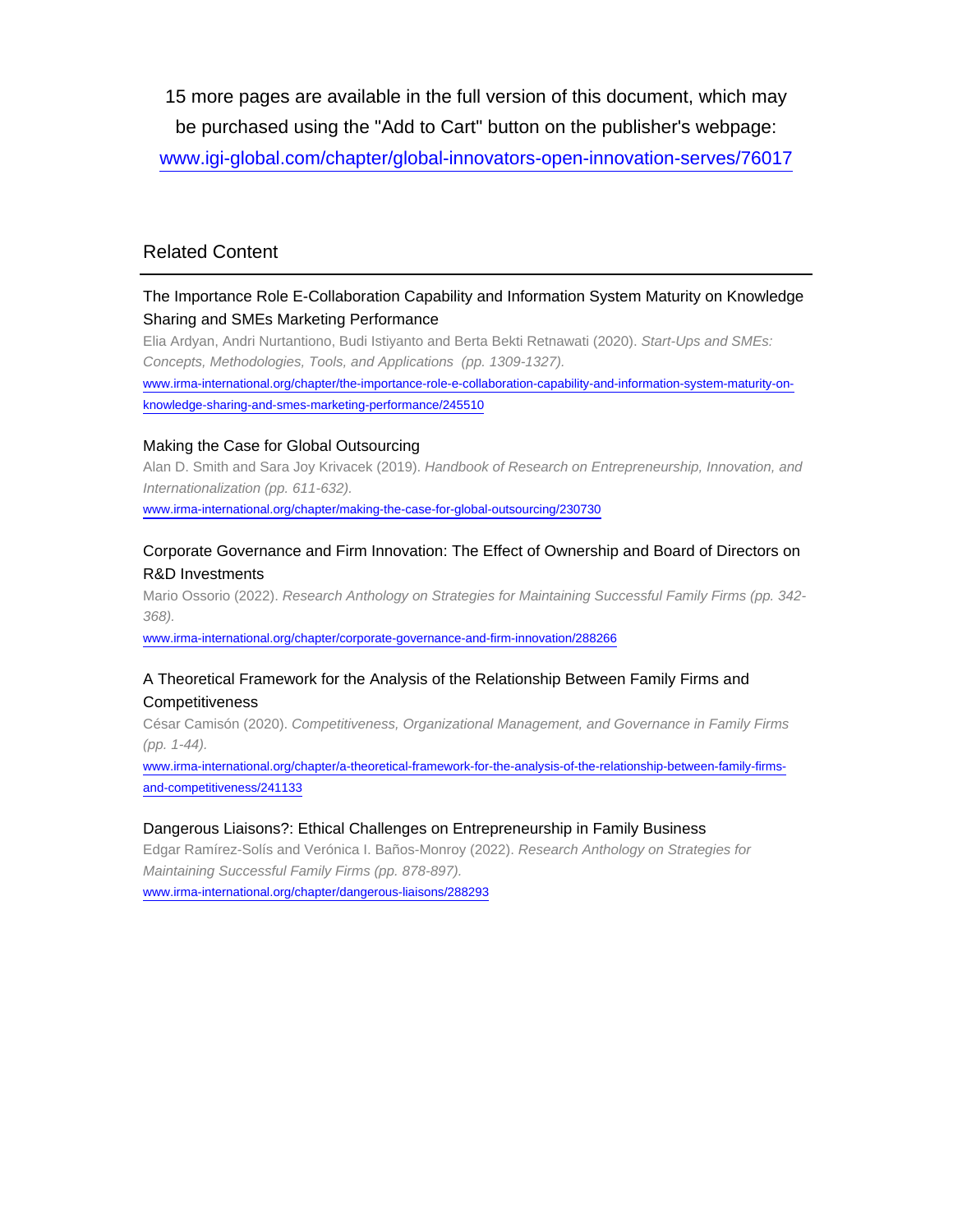15 more pages are available in the full version of this document, which may be purchased using the "Add to Cart" button on the publisher's webpage: www.igi-global.com/chapter/global-innovators-open-innovation-serves/76017

## Related Content

The Importance Role E-Collaboration Capability and Information System Maturity on Knowledge Sharing and SMEs Marketing Performance
Elia Ardyan, Andri Nurtantiono, Budi Istiyanto and Berta Bekti Retnawati (2020). *Start-Ups and SMEs: Concepts, Methodologies, Tools, and Applications (pp. 1309-1327).*
www.irma-international.org/chapter/the-importance-role-e-collaboration-capability-and-information-system-maturity-on-knowledge-sharing-and-smes-marketing-performance/245510

Making the Case for Global Outsourcing
Alan D. Smith and Sara Joy Krivacek (2019). *Handbook of Research on Entrepreneurship, Innovation, and Internationalization (pp. 611-632).*
www.irma-international.org/chapter/making-the-case-for-global-outsourcing/230730

Corporate Governance and Firm Innovation: The Effect of Ownership and Board of Directors on R&D Investments
Mario Ossorio (2022). *Research Anthology on Strategies for Maintaining Successful Family Firms (pp. 342-368).*
www.irma-international.org/chapter/corporate-governance-and-firm-innovation/288266

A Theoretical Framework for the Analysis of the Relationship Between Family Firms and Competitiveness
César Camisón (2020). *Competitiveness, Organizational Management, and Governance in Family Firms (pp. 1-44).*
www.irma-international.org/chapter/a-theoretical-framework-for-the-analysis-of-the-relationship-between-family-firms-and-competitiveness/241133

Dangerous Liaisons?: Ethical Challenges on Entrepreneurship in Family Business
Edgar Ramírez-Solís and Verónica I. Baños-Monroy (2022). *Research Anthology on Strategies for Maintaining Successful Family Firms (pp. 878-897).*
www.irma-international.org/chapter/dangerous-liaisons/288293